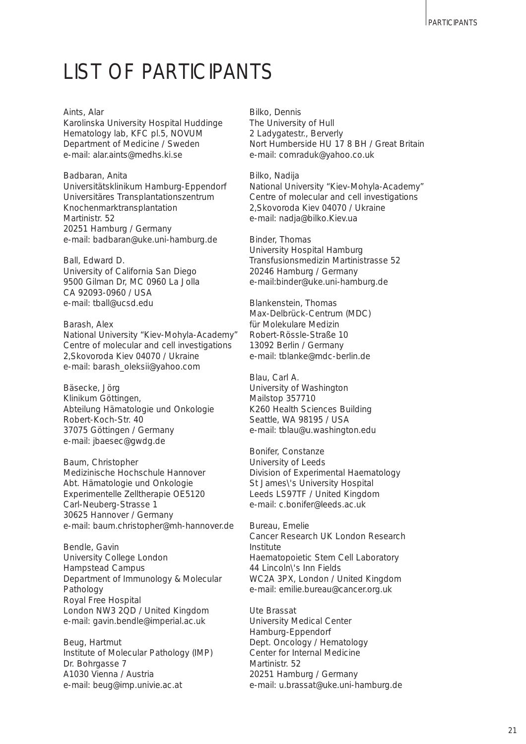# LIST OF PARTICIPANTS

Aints, Alar
Karolinska University Hospital Huddinge
Hematology lab, KFC pl.5, NOVUM
Department of Medicine / Sweden
e-mail: alar.aints@medhs.ki.se

Badbaran, Anita
Universitätsklinikum Hamburg-Eppendorf
Universitäres Transplantationszentrum
Knochenmarktransplantation
Martinistr. 52
20251 Hamburg / Germany
e-mail: badbaran@uke.uni-hamburg.de

Ball, Edward D.
University of California San Diego
9500 Gilman Dr, MC 0960 La Jolla
CA 92093-0960 / USA
e-mail: tball@ucsd.edu

Barash, Alex
National University "Kiev-Mohyla-Academy"
Centre of molecular and cell investigations
2,Skovoroda Kiev 04070 / Ukraine
e-mail: barash_oleksii@yahoo.com

Bäsecke, Jörg
Klinikum Göttingen,
Abteilung Hämatologie und Onkologie
Robert-Koch-Str. 40
37075 Göttingen / Germany
e-mail: jbaesec@gwdg.de

Baum, Christopher
Medizinische Hochschule Hannover
Abt. Hämatologie und Onkologie
Experimentelle Zelltherapie OE5120
Carl-Neuberg-Strasse 1
30625 Hannover / Germany
e-mail: baum.christopher@mh-hannover.de

Bendle, Gavin
University College London
Hampstead Campus
Department of Immunology & Molecular Pathology
Royal Free Hospital
London NW3 2QD / United Kingdom
e-mail: gavin.bendle@imperial.ac.uk

Beug, Hartmut
Institute of Molecular Pathology (IMP)
Dr. Bohrgasse 7
A1030 Vienna / Austria
e-mail: beug@imp.univie.ac.at

Bilko, Dennis
The University of Hull
2 Ladygatestr., Berverly
Nort Humberside HU 17 8 BH / Great Britain
e-mail: comraduk@yahoo.co.uk

Bilko, Nadija
National University "Kiev-Mohyla-Academy"
Centre of molecular and cell investigations
2,Skovoroda Kiev 04070 / Ukraine
e-mail: nadja@bilko.Kiev.ua

Binder, Thomas
University Hospital Hamburg
Transfusionsmedizin Martinistrasse 52
20246 Hamburg / Germany
e-mail:binder@uke.uni-hamburg.de

Blankenstein, Thomas
Max-Delbrück-Centrum (MDC)
für Molekulare Medizin
Robert-Rössle-Straße 10
13092 Berlin / Germany
e-mail: tblanke@mdc-berlin.de

Blau, Carl A.
University of Washington
Mailstop 357710
K260 Health Sciences Building
Seattle, WA 98195 / USA
e-mail: tblau@u.washington.edu

Bonifer, Constanze
University of Leeds
Division of Experimental Haematology
St James\'s University Hospital
Leeds LS97TF / United Kingdom
e-mail: c.bonifer@leeds.ac.uk

Bureau, Emelie
Cancer Research UK London Research Institute
Haematopoietic Stem Cell Laboratory
44 Lincoln\'s Inn Fields
WC2A 3PX, London / United Kingdom
e-mail: emilie.bureau@cancer.org.uk

Ute Brassat
University Medical Center
Hamburg-Eppendorf
Dept. Oncology / Hematology
Center for Internal Medicine
Martinistr. 52
20251 Hamburg / Germany
e-mail: u.brassat@uke.uni-hamburg.de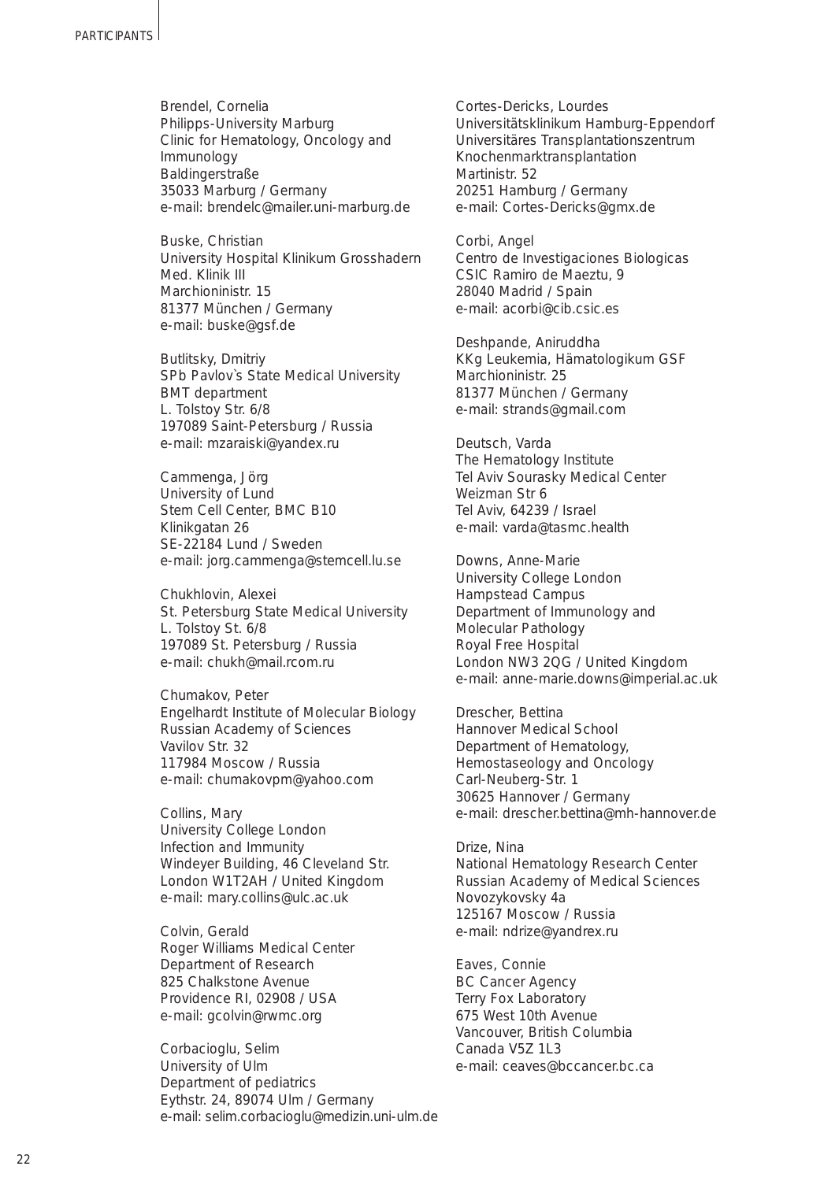Brendel, Cornelia
Philipps-University Marburg
Clinic for Hematology, Oncology and Immunology
Baldingerstraße
35033 Marburg / Germany
e-mail: brendelc@mailer.uni-marburg.de

Buske, Christian
University Hospital Klinikum Grosshadern
Med. Klinik III
Marchioninistr. 15
81377 München / Germany
e-mail: buske@gsf.de

Butlitsky, Dmitriy
SPb Pavlov`s State Medical University
BMT department
L. Tolstoy Str. 6/8
197089 Saint-Petersburg / Russia
e-mail: mzaraiski@yandex.ru

Cammenga, Jörg
University of Lund
Stem Cell Center, BMC B10
Klinikgatan 26
SE-22184 Lund / Sweden
e-mail: jorg.cammenga@stemcell.lu.se

Chukhlovin, Alexei
St. Petersburg State Medical University
L. Tolstoy St. 6/8
197089 St. Petersburg / Russia
e-mail: chukh@mail.rcom.ru

Chumakov, Peter
Engelhardt Institute of Molecular Biology
Russian Academy of Sciences
Vavilov Str. 32
117984 Moscow / Russia
e-mail: chumakovpm@yahoo.com

Collins, Mary
University College London
Infection and Immunity
Windeyer Building, 46 Cleveland Str.
London W1T2AH / United Kingdom
e-mail: mary.collins@ulc.ac.uk

Colvin, Gerald
Roger Williams Medical Center
Department of Research
825 Chalkstone Avenue
Providence RI, 02908 / USA
e-mail: gcolvin@rwmc.org

Corbacioglu, Selim
University of Ulm
Department of pediatrics
Eythstr. 24, 89074 Ulm / Germany
e-mail: selim.corbacioglu@medizin.uni-ulm.de

Cortes-Dericks, Lourdes
Universitätsklinikum Hamburg-Eppendorf
Universitäres Transplantationszentrum
Knochenmarktransplantation
Martinistr. 52
20251 Hamburg / Germany
e-mail: Cortes-Dericks@gmx.de

Corbi, Angel
Centro de Investigaciones Biologicas
CSIC Ramiro de Maeztu, 9
28040 Madrid / Spain
e-mail: acorbi@cib.csic.es

Deshpande, Aniruddha
KKg Leukemia, Hämatologikum GSF
Marchioninistr. 25
81377 München / Germany
e-mail: strands@gmail.com

Deutsch, Varda
The Hematology Institute
Tel Aviv Sourasky Medical Center
Weizman Str 6
Tel Aviv, 64239 / Israel
e-mail: varda@tasmc.health

Downs, Anne-Marie
University College London
Hampstead Campus
Department of Immunology and Molecular Pathology
Royal Free Hospital
London NW3 2QG / United Kingdom
e-mail: anne-marie.downs@imperial.ac.uk

Drescher, Bettina
Hannover Medical School
Department of Hematology, Hemostaseology and Oncology
Carl-Neuberg-Str. 1
30625 Hannover / Germany
e-mail: drescher.bettina@mh-hannover.de

Drize, Nina
National Hematology Research Center
Russian Academy of Medical Sciences
Novozykovsky 4a
125167 Moscow / Russia
e-mail: ndrize@yandrex.ru

Eaves, Connie
BC Cancer Agency
Terry Fox Laboratory
675 West 10th Avenue
Vancouver, British Columbia
Canada V5Z 1L3
e-mail: ceaves@bccancer.bc.ca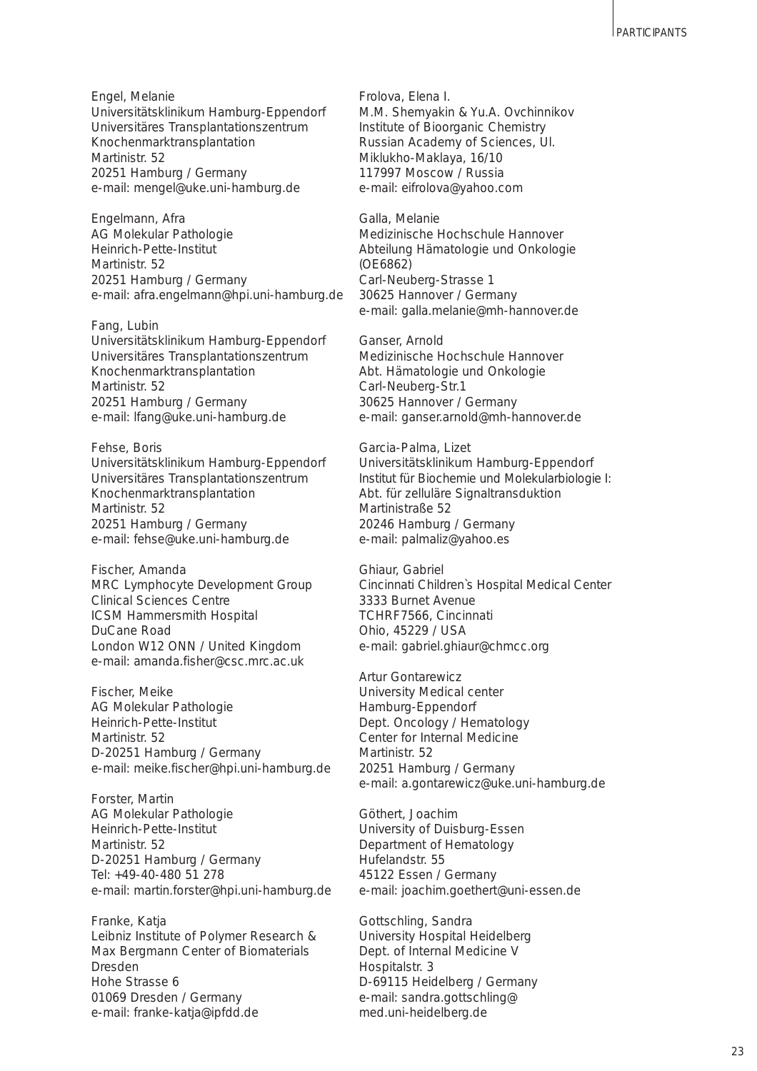Engel, Melanie
Universitätsklinikum Hamburg-Eppendorf
Universitäres Transplantationszentrum
Knochenmarktransplantation
Martinistr. 52
20251 Hamburg / Germany
e-mail: mengel@uke.uni-hamburg.de

Engelmann, Afra
AG Molekular Pathologie
Heinrich-Pette-Institut
Martinistr. 52
20251 Hamburg / Germany
e-mail: afra.engelmann@hpi.uni-hamburg.de

Fang, Lubin
Universitätsklinikum Hamburg-Eppendorf
Universitäres Transplantationszentrum
Knochenmarktransplantation
Martinistr. 52
20251 Hamburg / Germany
e-mail: lfang@uke.uni-hamburg.de

Fehse, Boris
Universitätsklinikum Hamburg-Eppendorf
Universitäres Transplantationszentrum
Knochenmarktransplantation
Martinistr. 52
20251 Hamburg / Germany
e-mail: fehse@uke.uni-hamburg.de

Fischer, Amanda
MRC Lymphocyte Development Group
Clinical Sciences Centre
ICSM Hammersmith Hospital
DuCane Road
London W12 ONN / United Kingdom
e-mail: amanda.fisher@csc.mrc.ac.uk

Fischer, Meike
AG Molekular Pathologie
Heinrich-Pette-Institut
Martinistr. 52
D-20251 Hamburg / Germany
e-mail: meike.fischer@hpi.uni-hamburg.de

Forster, Martin
AG Molekular Pathologie
Heinrich-Pette-Institut
Martinistr. 52
D-20251 Hamburg / Germany
Tel: +49-40-480 51 278
e-mail: martin.forster@hpi.uni-hamburg.de

Franke, Katja
Leibniz Institute of Polymer Research &
Max Bergmann Center of Biomaterials
Dresden
Hohe Strasse 6
01069 Dresden / Germany
e-mail: franke-katja@ipfdd.de

Frolova, Elena I.
M.M. Shemyakin & Yu.A. Ovchinnikov
Institute of Bioorganic Chemistry
Russian Academy of Sciences, Ul.
Miklukho-Maklaya, 16/10
117997 Moscow / Russia
e-mail: eifrolova@yahoo.com

Galla, Melanie
Medizinische Hochschule Hannover
Abteilung Hämatologie und Onkologie
(OE6862)
Carl-Neuberg-Strasse 1
30625 Hannover / Germany
e-mail: galla.melanie@mh-hannover.de

Ganser, Arnold
Medizinische Hochschule Hannover
Abt. Hämatologie und Onkologie
Carl-Neuberg-Str.1
30625 Hannover / Germany
e-mail: ganser.arnold@mh-hannover.de

Garcia-Palma, Lizet
Universitätsklinikum Hamburg-Eppendorf
Institut für Biochemie und Molekularbiologie I:
Abt. für zelluläre Signaltransduktion
Martinistraße 52
20246 Hamburg / Germany
e-mail: palmaliz@yahoo.es

Ghiaur, Gabriel
Cincinnati Children`s Hospital Medical Center
3333 Burnet Avenue
TCHRF7566, Cincinnati
Ohio, 45229 / USA
e-mail: gabriel.ghiaur@chmcc.org

Artur Gontarewicz
University Medical center
Hamburg-Eppendorf
Dept. Oncology / Hematology
Center for Internal Medicine
Martinistr. 52
20251 Hamburg / Germany
e-mail: a.gontarewicz@uke.uni-hamburg.de

Göthert, Joachim
University of Duisburg-Essen
Department of Hematology
Hufelandstr. 55
45122 Essen / Germany
e-mail: joachim.goethert@uni-essen.de

Gottschling, Sandra
University Hospital Heidelberg
Dept. of Internal Medicine V
Hospitalstr. 3
D-69115 Heidelberg / Germany
e-mail: sandra.gottschling@
med.uni-heidelberg.de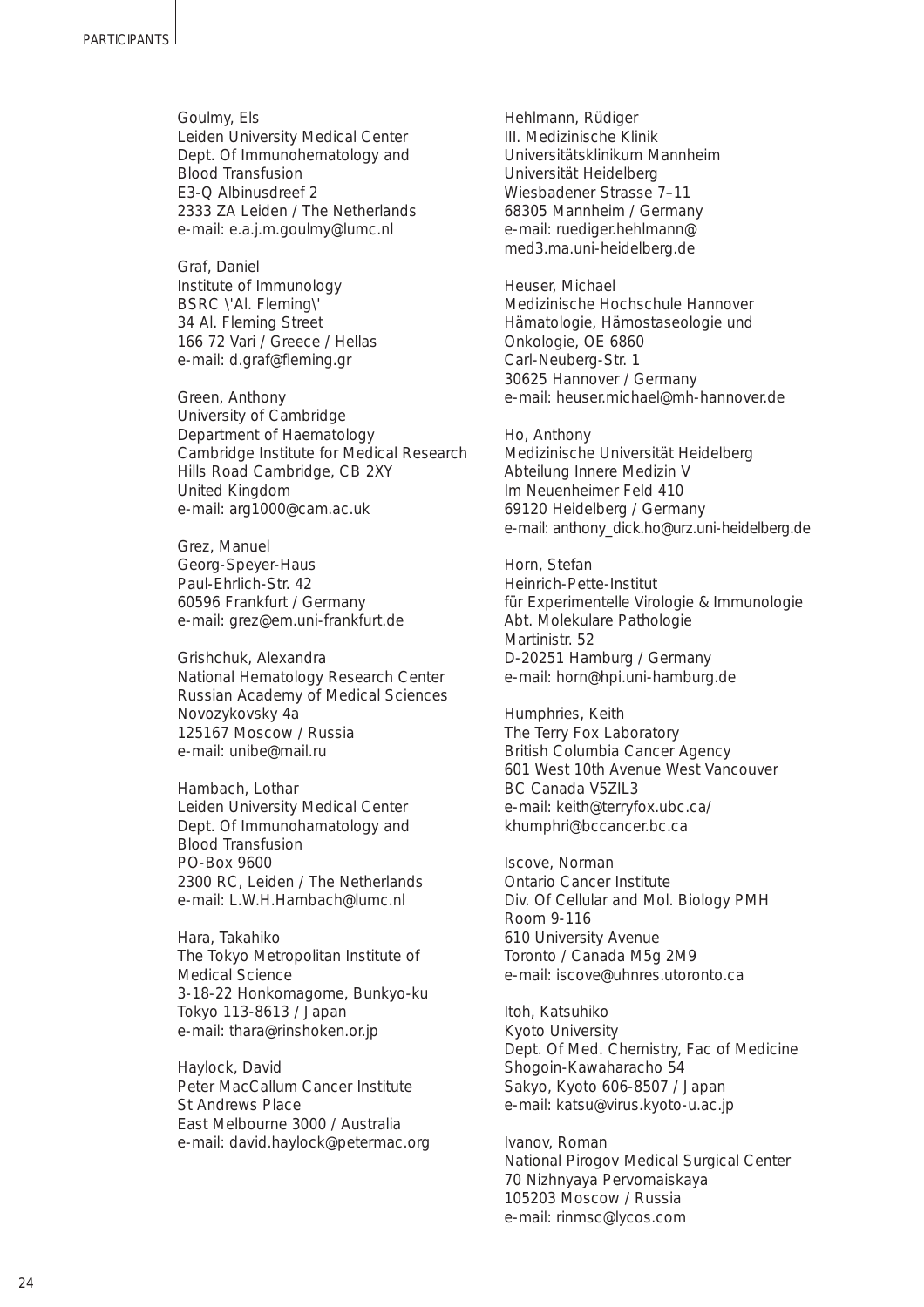Goulmy, Els
Leiden University Medical Center
Dept. Of Immunohematology and
Blood Transfusion
E3-Q Albinusdreef 2
2333 ZA Leiden / The Netherlands
e-mail: e.a.j.m.goulmy@lumc.nl

Graf, Daniel
Institute of Immunology
BSRC \'Al. Fleming\'
34 Al. Fleming Street
166 72 Vari / Greece / Hellas
e-mail: d.graf@fleming.gr

Green, Anthony
University of Cambridge
Department of Haematology
Cambridge Institute for Medical Research
Hills Road Cambridge, CB 2XY
United Kingdom
e-mail: arg1000@cam.ac.uk

Grez, Manuel
Georg-Speyer-Haus
Paul-Ehrlich-Str. 42
60596 Frankfurt / Germany
e-mail: grez@em.uni-frankfurt.de

Grishchuk, Alexandra
National Hematology Research Center
Russian Academy of Medical Sciences
Novozykovsky 4a
125167 Moscow / Russia
e-mail: unibe@mail.ru

Hambach, Lothar
Leiden University Medical Center
Dept. Of Immunohamatology and
Blood Transfusion
PO-Box 9600
2300 RC, Leiden / The Netherlands
e-mail: L.W.H.Hambach@lumc.nl

Hara, Takahiko
The Tokyo Metropolitan Institute of
Medical Science
3-18-22 Honkomagome, Bunkyo-ku
Tokyo 113-8613 / Japan
e-mail: thara@rinshoken.or.jp

Haylock, David
Peter MacCallum Cancer Institute
St Andrews Place
East Melbourne 3000 / Australia
e-mail: david.haylock@petermac.org

Hehlmann, Rüdiger
III. Medizinische Klinik
Universitätsklinikum Mannheim
Universität Heidelberg
Wiesbadener Strasse 7–11
68305 Mannheim / Germany
e-mail: ruediger.hehlmann@
med3.ma.uni-heidelberg.de

Heuser, Michael
Medizinische Hochschule Hannover
Hämatologie, Hämostaseologie und
Onkologie, OE 6860
Carl-Neuberg-Str. 1
30625 Hannover / Germany
e-mail: heuser.michael@mh-hannover.de

Ho, Anthony
Medizinische Universität Heidelberg
Abteilung Innere Medizin V
Im Neuenheimer Feld 410
69120 Heidelberg / Germany
e-mail: anthony_dick.ho@urz.uni-heidelberg.de

Horn, Stefan
Heinrich-Pette-Institut
für Experimentelle Virologie & Immunologie
Abt. Molekulare Pathologie
Martinistr. 52
D-20251 Hamburg / Germany
e-mail: horn@hpi.uni-hamburg.de

Humphries, Keith
The Terry Fox Laboratory
British Columbia Cancer Agency
601 West 10th Avenue West Vancouver
BC Canada V5ZIL3
e-mail: keith@terryfox.ubc.ca/
khumphri@bccancer.bc.ca

Iscove, Norman
Ontario Cancer Institute
Div. Of Cellular and Mol. Biology PMH
Room 9-116
610 University Avenue
Toronto / Canada M5g 2M9
e-mail: iscove@uhnres.utoronto.ca

Itoh, Katsuhiko
Kyoto University
Dept. Of Med. Chemistry, Fac of Medicine
Shogoin-Kawaharacho 54
Sakyo, Kyoto 606-8507 / Japan
e-mail: katsu@virus.kyoto-u.ac.jp

Ivanov, Roman
National Pirogov Medical Surgical Center
70 Nizhnyaya Pervomaiskaya
105203 Moscow / Russia
e-mail: rinmsc@lycos.com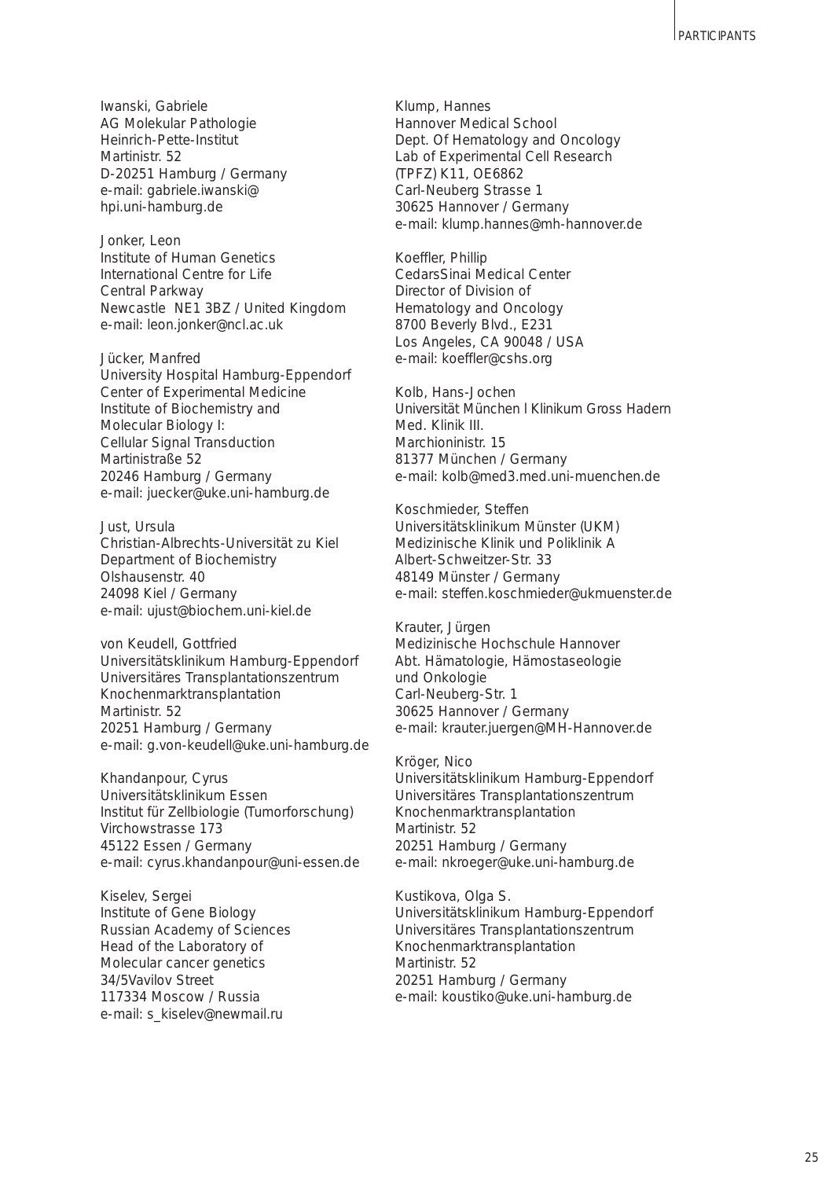Iwanski, Gabriele
AG Molekular Pathologie
Heinrich-Pette-Institut
Martinistr. 52
D-20251 Hamburg / Germany
e-mail: gabriele.iwanski@
hpi.uni-hamburg.de

Jonker, Leon
Institute of Human Genetics
International Centre for Life
Central Parkway
Newcastle NE1 3BZ / United Kingdom
e-mail: leon.jonker@ncl.ac.uk

Jücker, Manfred
University Hospital Hamburg-Eppendorf
Center of Experimental Medicine
Institute of Biochemistry and
Molecular Biology I:
Cellular Signal Transduction
Martinistraße 52
20246 Hamburg / Germany
e-mail: juecker@uke.uni-hamburg.de

Just, Ursula
Christian-Albrechts-Universität zu Kiel
Department of Biochemistry
Olshausenstr. 40
24098 Kiel / Germany
e-mail: ujust@biochem.uni-kiel.de

von Keudell, Gottfried
Universitätsklinikum Hamburg-Eppendorf
Universitäres Transplantationszentrum
Knochenmarktransplantation
Martinistr. 52
20251 Hamburg / Germany
e-mail: g.von-keudell@uke.uni-hamburg.de

Khandanpour, Cyrus
Universitätsklinikum Essen
Institut für Zellbiologie (Tumorforschung)
Virchowstrasse 173
45122 Essen / Germany
e-mail: cyrus.khandanpour@uni-essen.de

Kiselev, Sergei
Institute of Gene Biology
Russian Academy of Sciences
Head of the Laboratory of
Molecular cancer genetics
34/5Vavilov Street
117334 Moscow / Russia
e-mail: s_kiselev@newmail.ru

Klump, Hannes
Hannover Medical School
Dept. Of Hematology and Oncology
Lab of Experimental Cell Research
(TPFZ) K11, OE6862
Carl-Neuberg Strasse 1
30625 Hannover / Germany
e-mail: klump.hannes@mh-hannover.de

Koeffler, Phillip
CedarsSinai Medical Center
Director of Division of
Hematology and Oncology
8700 Beverly Blvd., E231
Los Angeles, CA 90048 / USA
e-mail: koeffler@cshs.org

Kolb, Hans-Jochen
Universität München l Klinikum Gross Hadern
Med. Klinik III.
Marchioninistr. 15
81377 München / Germany
e-mail: kolb@med3.med.uni-muenchen.de

Koschmieder, Steffen
Universitätsklinikum Münster (UKM)
Medizinische Klinik und Poliklinik A
Albert-Schweitzer-Str. 33
48149 Münster / Germany
e-mail: steffen.koschmieder@ukmuenster.de

Krauter, Jürgen
Medizinische Hochschule Hannover
Abt. Hämatologie, Hämostaseologie
und Onkologie
Carl-Neuberg-Str. 1
30625 Hannover / Germany
e-mail: krauter.juergen@MH-Hannover.de

Kröger, Nico
Universitätsklinikum Hamburg-Eppendorf
Universitäres Transplantationszentrum
Knochenmarktransplantation
Martinistr. 52
20251 Hamburg / Germany
e-mail: nkroeger@uke.uni-hamburg.de

Kustikova, Olga S.
Universitätsklinikum Hamburg-Eppendorf
Universitäres Transplantationszentrum
Knochenmarktransplantation
Martinistr. 52
20251 Hamburg / Germany
e-mail: koustiko@uke.uni-hamburg.de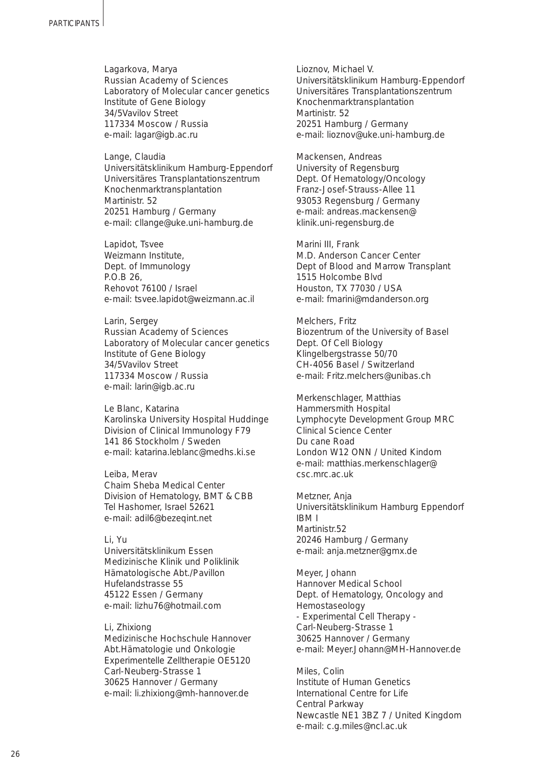Lagarkova, Marya
Russian Academy of Sciences
Laboratory of Molecular cancer genetics
Institute of Gene Biology
34/5Vavilov Street
117334 Moscow / Russia
e-mail: lagar@igb.ac.ru

Lange, Claudia
Universitätsklinikum Hamburg-Eppendorf
Universitäres Transplantationszentrum
Knochenmarktransplantation
Martinistr. 52
20251 Hamburg / Germany
e-mail: cllange@uke.uni-hamburg.de

Lapidot, Tsvee
Weizmann Institute,
Dept. of Immunology
P.O.B 26,
Rehovot 76100 / Israel
e-mail: tsvee.lapidot@weizmann.ac.il

Larin, Sergey
Russian Academy of Sciences
Laboratory of Molecular cancer genetics
Institute of Gene Biology
34/5Vavilov Street
117334 Moscow / Russia
e-mail: larin@igb.ac.ru

Le Blanc, Katarina
Karolinska University Hospital Huddinge
Division of Clinical Immunology F79
141 86 Stockholm / Sweden
e-mail: katarina.leblanc@medhs.ki.se

Leiba, Merav
Chaim Sheba Medical Center
Division of Hematology, BMT & CBB
Tel Hashomer, Israel 52621
e-mail: adil6@bezeqint.net

Li, Yu
Universitätsklinikum Essen
Medizinische Klinik und Poliklinik
Hämatologische Abt./Pavillon
Hufelandstrasse 55
45122 Essen / Germany
e-mail: lizhu76@hotmail.com

Li, Zhixiong
Medizinische Hochschule Hannover
Abt.Hämatologie und Onkologie
Experimentelle Zelltherapie OE5120
Carl-Neuberg-Strasse 1
30625 Hannover / Germany
e-mail: li.zhixiong@mh-hannover.de

Lioznov, Michael V.
Universitätsklinikum Hamburg-Eppendorf
Universitäres Transplantationszentrum
Knochenmarktransplantation
Martinistr. 52
20251 Hamburg / Germany
e-mail: lioznov@uke.uni-hamburg.de

Mackensen, Andreas
University of Regensburg
Dept. Of Hematology/Oncology
Franz-Josef-Strauss-Allee 11
93053 Regensburg / Germany
e-mail: andreas.mackensen@
klinik.uni-regensburg.de

Marini III, Frank
M.D. Anderson Cancer Center
Dept of Blood and Marrow Transplant
1515 Holcombe Blvd
Houston, TX 77030 / USA
e-mail: fmarini@mdanderson.org

Melchers, Fritz
Biozentrum of the University of Basel
Dept. Of Cell Biology
Klingelbergstrasse 50/70
CH-4056 Basel / Switzerland
e-mail: Fritz.melchers@unibas.ch

Merkenschlager, Matthias
Hammersmith Hospital
Lymphocyte Development Group MRC
Clinical Science Center
Du cane Road
London W12 ONN / United Kindom
e-mail: matthias.merkenschlager@
csc.mrc.ac.uk

Metzner, Anja
Universitätsklinikum Hamburg Eppendorf
IBM I
Martinistr.52
20246 Hamburg / Germany
e-mail: anja.metzner@gmx.de

Meyer, Johann
Hannover Medical School
Dept. of Hematology, Oncology and
Hemostaseology
- Experimental Cell Therapy -
Carl-Neuberg-Strasse 1
30625 Hannover / Germany
e-mail: Meyer.Johann@MH-Hannover.de

Miles, Colin
Institute of Human Genetics
International Centre for Life
Central Parkway
Newcastle NE1 3BZ 7 / United Kingdom
e-mail: c.g.miles@ncl.ac.uk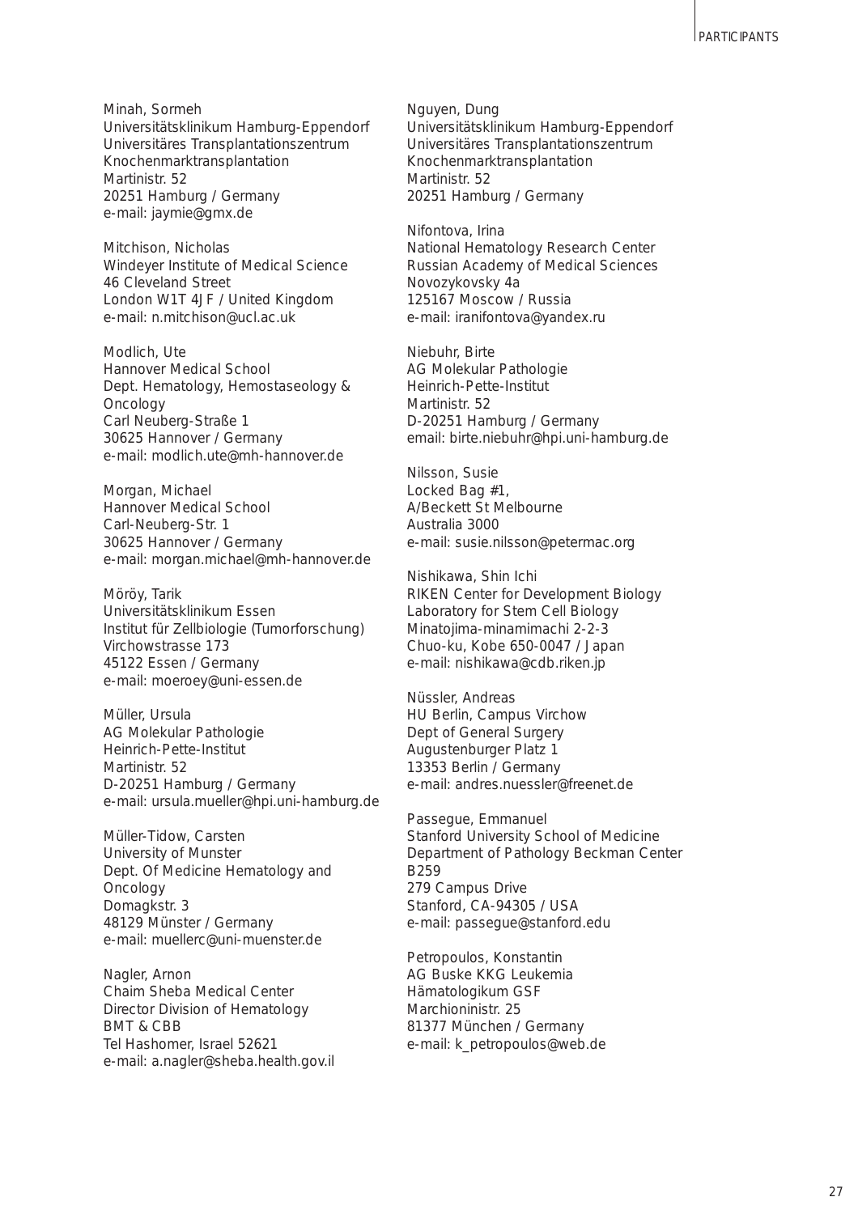Minah, Sormeh
Universitätsklinikum Hamburg-Eppendorf
Universitäres Transplantationszentrum
Knochenmarktransplantation
Martinistr. 52
20251 Hamburg / Germany
e-mail: jaymie@gmx.de

Mitchison, Nicholas
Windeyer Institute of Medical Science
46 Cleveland Street
London W1T 4JF / United Kingdom
e-mail: n.mitchison@ucl.ac.uk

Modlich, Ute
Hannover Medical School
Dept. Hematology, Hemostaseology & Oncology
Carl Neuberg-Straße 1
30625 Hannover / Germany
e-mail: modlich.ute@mh-hannover.de

Morgan, Michael
Hannover Medical School
Carl-Neuberg-Str. 1
30625 Hannover / Germany
e-mail: morgan.michael@mh-hannover.de

Möröy, Tarik
Universitätsklinikum Essen
Institut für Zellbiologie (Tumorforschung)
Virchowstrasse 173
45122 Essen / Germany
e-mail: moeroey@uni-essen.de

Müller, Ursula
AG Molekular Pathologie
Heinrich-Pette-Institut
Martinistr. 52
D-20251 Hamburg / Germany
e-mail: ursula.mueller@hpi.uni-hamburg.de

Müller-Tidow, Carsten
University of Munster
Dept. Of Medicine Hematology and Oncology
Domagkstr. 3
48129 Münster / Germany
e-mail: muellerc@uni-muenster.de

Nagler, Arnon
Chaim Sheba Medical Center
Director Division of Hematology
BMT & CBB
Tel Hashomer, Israel 52621
e-mail: a.nagler@sheba.health.gov.il

Nguyen, Dung
Universitätsklinikum Hamburg-Eppendorf
Universitäres Transplantationszentrum
Knochenmarktransplantation
Martinistr. 52
20251 Hamburg / Germany

Nifontova, Irina
National Hematology Research Center
Russian Academy of Medical Sciences
Novozykovsky 4a
125167 Moscow / Russia
e-mail: iranifontova@yandex.ru

Niebuhr, Birte
AG Molekular Pathologie
Heinrich-Pette-Institut
Martinistr. 52
D-20251 Hamburg / Germany
email: birte.niebuhr@hpi.uni-hamburg.de

Nilsson, Susie
Locked Bag #1,
A/Beckett St Melbourne
Australia 3000
e-mail: susie.nilsson@petermac.org

Nishikawa, Shin Ichi
RIKEN Center for Development Biology
Laboratory for Stem Cell Biology
Minatojima-minamimachi 2-2-3
Chuo-ku, Kobe 650-0047 / Japan
e-mail: nishikawa@cdb.riken.jp

Nüssler, Andreas
HU Berlin, Campus Virchow
Dept of General Surgery
Augustenburger Platz 1
13353 Berlin / Germany
e-mail: andres.nuessler@freenet.de

Passegue, Emmanuel
Stanford University School of Medicine
Department of Pathology Beckman Center B259
279 Campus Drive
Stanford, CA-94305 / USA
e-mail: passegue@stanford.edu

Petropoulos, Konstantin
AG Buske KKG Leukemia
Hämatologikum GSF
Marchioninistr. 25
81377 München / Germany
e-mail: k_petropoulos@web.de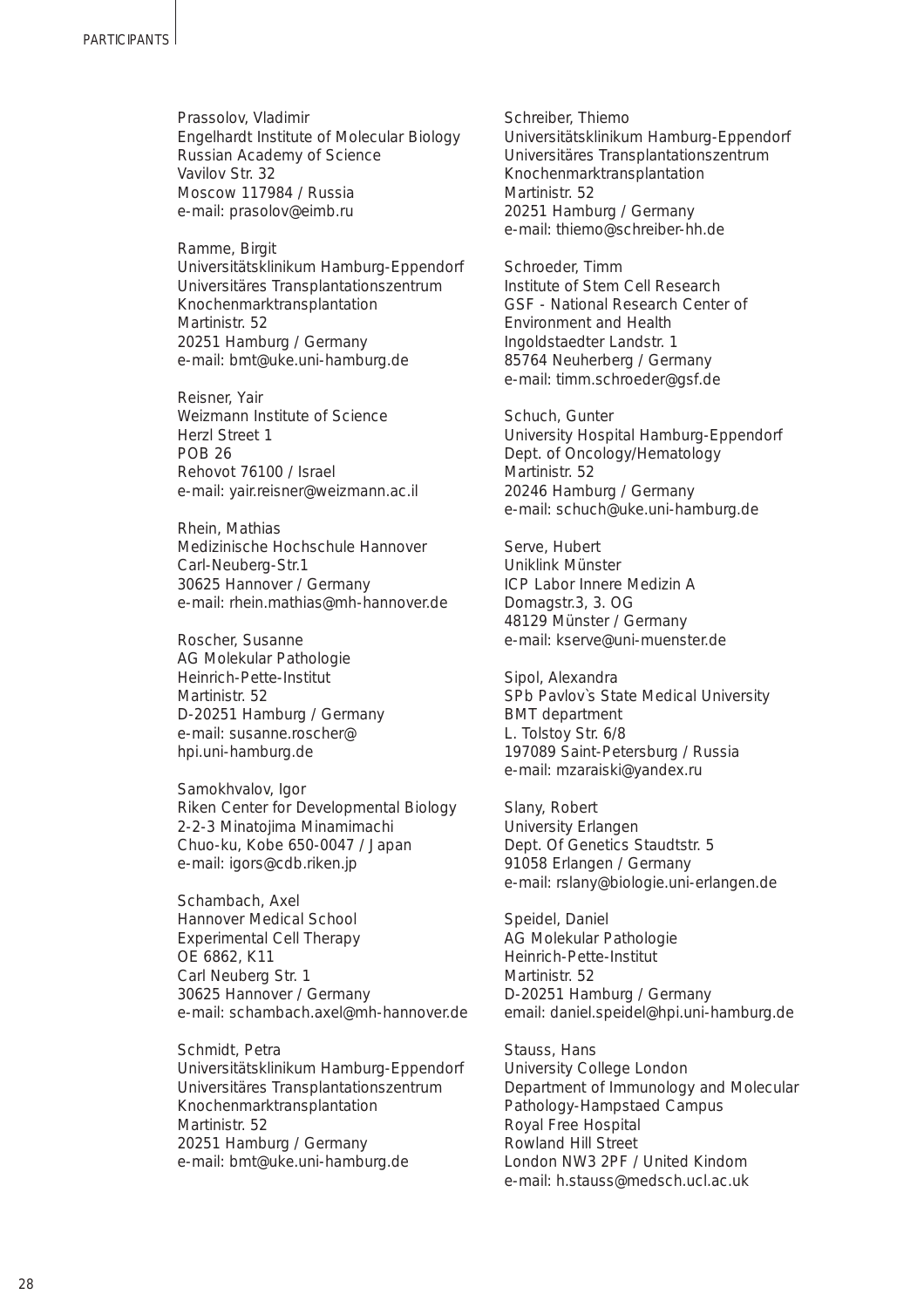Prassolov, Vladimir
Engelhardt Institute of Molecular Biology
Russian Academy of Science
Vavilov Str. 32
Moscow 117984 / Russia
e-mail: prasolov@eimb.ru

Ramme, Birgit
Universitätsklinikum Hamburg-Eppendorf
Universitäres Transplantationszentrum
Knochenmarktransplantation
Martinistr. 52
20251 Hamburg / Germany
e-mail: bmt@uke.uni-hamburg.de

Reisner, Yair
Weizmann Institute of Science
Herzl Street 1
POB 26
Rehovot 76100 / Israel
e-mail: yair.reisner@weizmann.ac.il

Rhein, Mathias
Medizinische Hochschule Hannover
Carl-Neuberg-Str.1
30625 Hannover / Germany
e-mail: rhein.mathias@mh-hannover.de

Roscher, Susanne
AG Molekular Pathologie
Heinrich-Pette-Institut
Martinistr. 52
D-20251 Hamburg / Germany
e-mail: susanne.roscher@
hpi.uni-hamburg.de

Samokhvalov, Igor
Riken Center for Developmental Biology
2-2-3 Minatojima Minamimachi
Chuo-ku, Kobe 650-0047 / Japan
e-mail: igors@cdb.riken.jp

Schambach, Axel
Hannover Medical School
Experimental Cell Therapy
OE 6862, K11
Carl Neuberg Str. 1
30625 Hannover / Germany
e-mail: schambach.axel@mh-hannover.de

Schmidt, Petra
Universitätsklinikum Hamburg-Eppendorf
Universitäres Transplantationszentrum
Knochenmarktransplantation
Martinistr. 52
20251 Hamburg / Germany
e-mail: bmt@uke.uni-hamburg.de

Schreiber, Thiemo
Universitätsklinikum Hamburg-Eppendorf
Universitäres Transplantationszentrum
Knochenmarktransplantation
Martinistr. 52
20251 Hamburg / Germany
e-mail: thiemo@schreiber-hh.de

Schroeder, Timm
Institute of Stem Cell Research
GSF - National Research Center of
Environment and Health
Ingoldstaedter Landstr. 1
85764 Neuherberg / Germany
e-mail: timm.schroeder@gsf.de

Schuch, Gunter
University Hospital Hamburg-Eppendorf
Dept. of Oncology/Hematology
Martinistr. 52
20246 Hamburg / Germany
e-mail: schuch@uke.uni-hamburg.de

Serve, Hubert
Uniklink Münster
ICP Labor Innere Medizin A
Domagstr.3, 3. OG
48129 Münster / Germany
e-mail: kserve@uni-muenster.de

Sipol, Alexandra
SPb Pavlov`s State Medical University
BMT department
L. Tolstoy Str. 6/8
197089 Saint-Petersburg / Russia
e-mail: mzaraiski@yandex.ru

Slany, Robert
University Erlangen
Dept. Of Genetics Staudtstr. 5
91058 Erlangen / Germany
e-mail: rslany@biologie.uni-erlangen.de

Speidel, Daniel
AG Molekular Pathologie
Heinrich-Pette-Institut
Martinistr. 52
D-20251 Hamburg / Germany
email: daniel.speidel@hpi.uni-hamburg.de

Stauss, Hans
University College London
Department of Immunology and Molecular
Pathology-Hampstaed Campus
Royal Free Hospital
Rowland Hill Street
London NW3 2PF / United Kindom
e-mail: h.stauss@medsch.ucl.ac.uk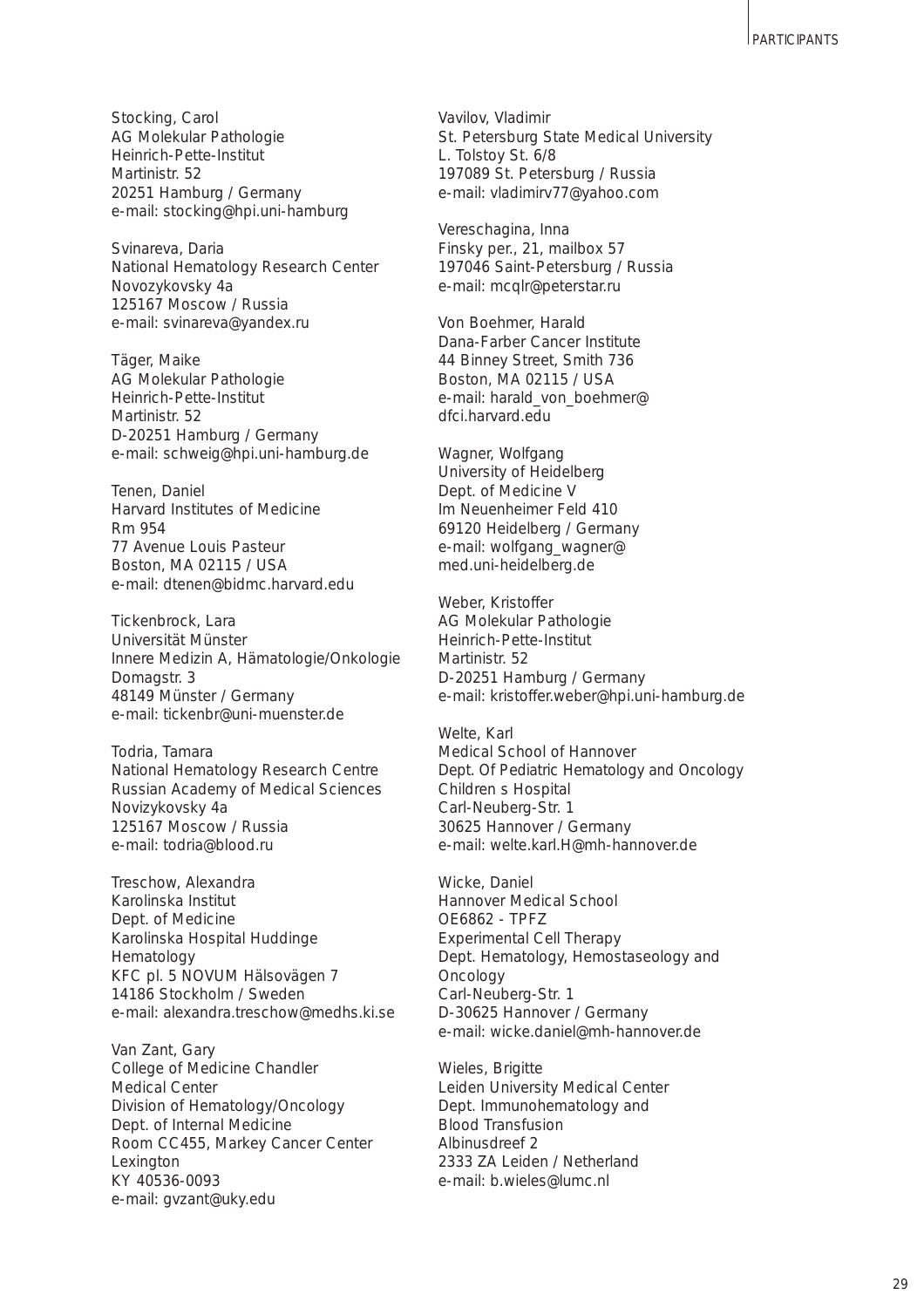Stocking, Carol
AG Molekular Pathologie
Heinrich-Pette-Institut
Martinistr. 52
20251 Hamburg / Germany
e-mail: stocking@hpi.uni-hamburg

Svinareva, Daria
National Hematology Research Center
Novozykovsky 4a
125167 Moscow / Russia
e-mail: svinareva@yandex.ru

Täger, Maike
AG Molekular Pathologie
Heinrich-Pette-Institut
Martinistr. 52
D-20251 Hamburg / Germany
e-mail: schweig@hpi.uni-hamburg.de

Tenen, Daniel
Harvard Institutes of Medicine
Rm 954
77 Avenue Louis Pasteur
Boston, MA 02115 / USA
e-mail: dtenen@bidmc.harvard.edu

Tickenbrock, Lara
Universität Münster
Innere Medizin A, Hämatologie/Onkologie
Domagstr. 3
48149 Münster / Germany
e-mail: tickenbr@uni-muenster.de

Todria, Tamara
National Hematology Research Centre
Russian Academy of Medical Sciences
Novizykovsky 4a
125167 Moscow / Russia
e-mail: todria@blood.ru

Treschow, Alexandra
Karolinska Institut
Dept. of Medicine
Karolinska Hospital Huddinge
Hematology
KFC pl. 5 NOVUM Hälsovägen 7
14186 Stockholm / Sweden
e-mail: alexandra.treschow@medhs.ki.se

Van Zant, Gary
College of Medicine Chandler
Medical Center
Division of Hematology/Oncology
Dept. of Internal Medicine
Room CC455, Markey Cancer Center
Lexington
KY 40536-0093
e-mail: gvzant@uky.edu

Vavilov, Vladimir
St. Petersburg State Medical University
L. Tolstoy St. 6/8
197089 St. Petersburg / Russia
e-mail: vladimirv77@yahoo.com

Vereschagina, Inna
Finsky per., 21, mailbox 57
197046 Saint-Petersburg / Russia
e-mail: mcqlr@peterstar.ru

Von Boehmer, Harald
Dana-Farber Cancer Institute
44 Binney Street, Smith 736
Boston, MA 02115 / USA
e-mail: harald_von_boehmer@
dfci.harvard.edu

Wagner, Wolfgang
University of Heidelberg
Dept. of Medicine V
Im Neuenheimer Feld 410
69120 Heidelberg / Germany
e-mail: wolfgang_wagner@
med.uni-heidelberg.de

Weber, Kristoffer
AG Molekular Pathologie
Heinrich-Pette-Institut
Martinistr. 52
D-20251 Hamburg / Germany
e-mail: kristoffer.weber@hpi.uni-hamburg.de

Welte, Karl
Medical School of Hannover
Dept. Of Pediatric Hematology and Oncology
Children s Hospital
Carl-Neuberg-Str. 1
30625 Hannover / Germany
e-mail: welte.karl.H@mh-hannover.de

Wicke, Daniel
Hannover Medical School
OE6862 - TPFZ
Experimental Cell Therapy
Dept. Hematology, Hemostaseology and
Oncology
Carl-Neuberg-Str. 1
D-30625 Hannover / Germany
e-mail: wicke.daniel@mh-hannover.de

Wieles, Brigitte
Leiden University Medical Center
Dept. Immunohematology and
Blood Transfusion
Albinusdreef 2
2333 ZA Leiden / Netherland
e-mail: b.wieles@lumc.nl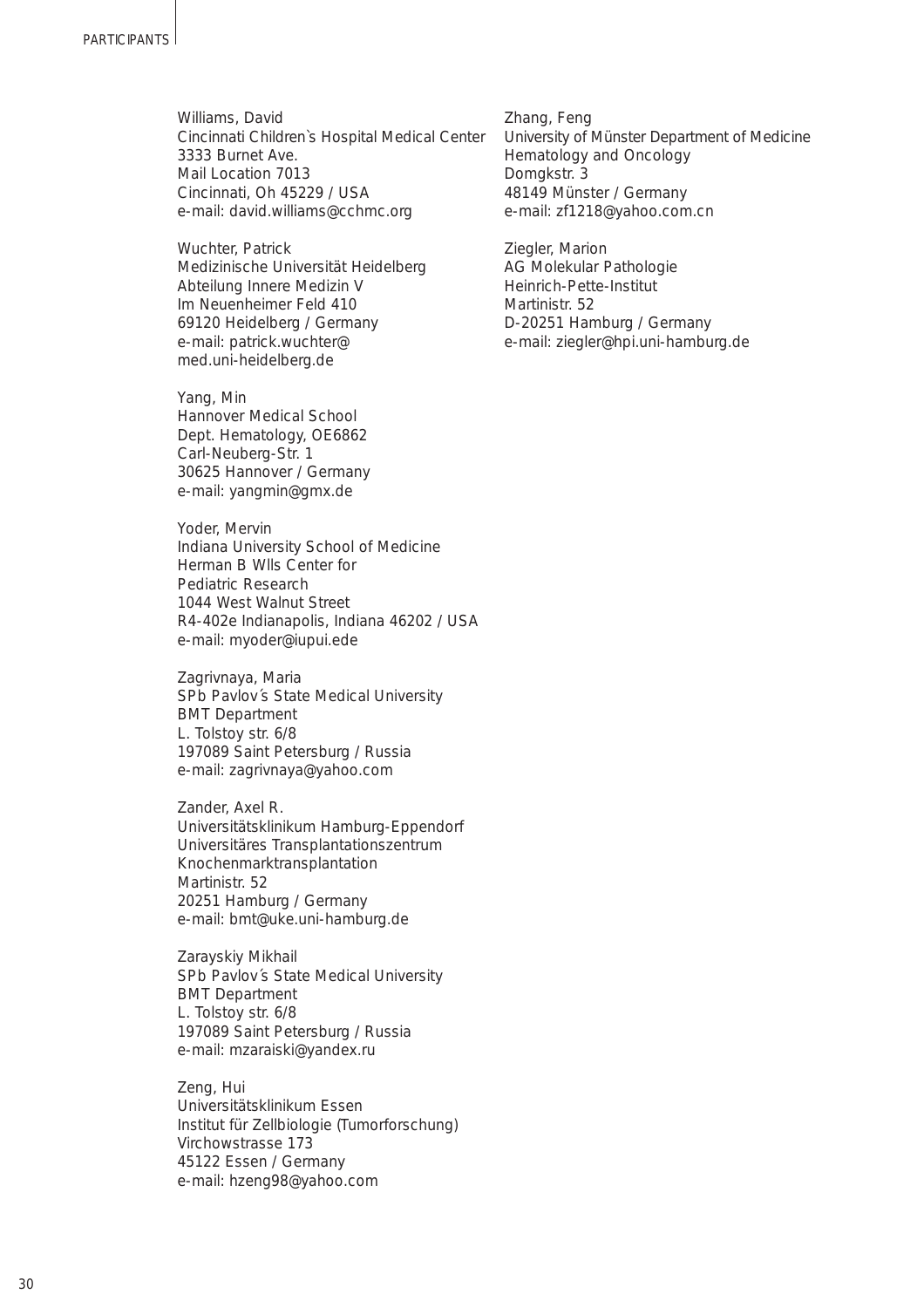Williams, David
Cincinnati Children`s Hospital Medical Center
3333 Burnet Ave.
Mail Location 7013
Cincinnati, Oh 45229 / USA
e-mail: david.williams@cchmc.org

Wuchter, Patrick
Medizinische Universität Heidelberg
Abteilung Innere Medizin V
Im Neuenheimer Feld 410
69120 Heidelberg / Germany
e-mail: patrick.wuchter@
med.uni-heidelberg.de

Yang, Min
Hannover Medical School
Dept. Hematology, OE6862
Carl-Neuberg-Str. 1
30625 Hannover / Germany
e-mail: yangmin@gmx.de

Yoder, Mervin
Indiana University School of Medicine
Herman B Wlls Center for
Pediatric Research
1044 West Walnut Street
R4-402e Indianapolis, Indiana 46202 / USA
e-mail: myoder@iupui.ede

Zagrivnaya, Maria
SPb Pavlov´s State Medical University
BMT Department
L. Tolstoy str. 6/8
197089 Saint Petersburg / Russia
e-mail: zagrivnaya@yahoo.com

Zander, Axel R.
Universitätsklinikum Hamburg-Eppendorf
Universitäres Transplantationszentrum
Knochenmarktransplantation
Martinistr. 52
20251 Hamburg / Germany
e-mail: bmt@uke.uni-hamburg.de

Zarayskiy Mikhail
SPb Pavlov´s State Medical University
BMT Department
L. Tolstoy str. 6/8
197089 Saint Petersburg / Russia
e-mail: mzaraiski@yandex.ru

Zeng, Hui
Universitätsklinikum Essen
Institut für Zellbiologie (Tumorforschung)
Virchowstrasse 173
45122 Essen / Germany
e-mail: hzeng98@yahoo.com

Zhang, Feng
University of Münster Department of Medicine
Hematology and Oncology
Domgkstr. 3
48149 Münster / Germany
e-mail: zf1218@yahoo.com.cn

Ziegler, Marion
AG Molekular Pathologie
Heinrich-Pette-Institut
Martinistr. 52
D-20251 Hamburg / Germany
e-mail: ziegler@hpi.uni-hamburg.de